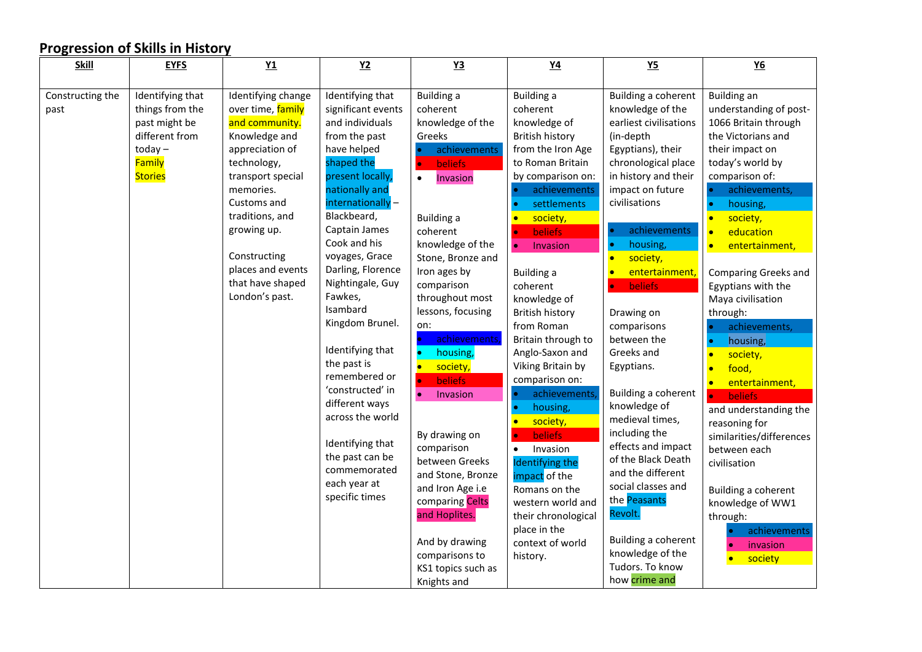## Progression of Skills in History

| Skill | EYFS | Y1 | Y2 | Y3 | Y4 | Y5 | Y6 |
|---|---|---|---|---|---|---|---|
| Constructing the past | Identifying that things from the past might be different from today – Family Stories | Identifying change over time, family and community. Knowledge and appreciation of technology, transport special memories. Customs and traditions, and growing up.<br><br>Constructing places and events that have shaped London's past. | Identifying that significant events and individuals from the past have helped shaped the present locally, nationally and internationally – Blackbeard, Captain James Cook and his voyages, Grace Darling, Florence Nightingale, Guy Fawkes, Isambard Kingdom Brunel.<br><br>Identifying that the past is remembered or 'constructed' in different ways across the world<br><br>Identifying that the past can be commemorated each year at specific times | Building a coherent knowledge of the Greeks<br>• achievements<br>• beliefs<br>• Invasion<br><br>Building a coherent knowledge of the Stone, Bronze and Iron ages by comparison throughout most lessons, focusing on:<br>• achievements<br>• housing,<br>• society,<br>• beliefs<br>• Invasion<br><br>By drawing on comparison between Greeks and Stone, Bronze and Iron Age i.e comparing Celts and Hoplites.<br><br>And by drawing comparisons to KS1 topics such as Knights and | Building a coherent knowledge of British history from the Iron Age to Roman Britain by comparison on:<br>• achievements<br>• settlements<br>• society,<br>• beliefs<br>• Invasion<br><br>Building a coherent knowledge of British history from Roman Britain through to Anglo-Saxon and Viking Britain by comparison on:<br>• achievements,<br>• housing,<br>• society,<br>• beliefs<br>• Invasion<br>Identifying the impact of the Romans on the western world and their chronological place in the context of world history. | Building a coherent knowledge of the earliest civilisations (in-depth Egyptians), their chronological place in history and their impact on future civilisations<br><br>• achievements<br>• housing,<br>• society,<br>• entertainment,<br>• beliefs<br><br>Drawing on comparisons between the Greeks and Egyptians.<br><br>Building a coherent knowledge of medieval times, including the effects and impact of the Black Death and the different social classes and the Peasants Revolt.<br><br>Building a coherent knowledge of the Tudors. To know how crime and | Building an understanding of post-1066 Britain through the Victorians and their impact on today's world by comparison of:<br>• achievements,<br>• housing,<br>• society,<br>• education<br>• entertainment,<br><br>Comparing Greeks and Egyptians with the Maya civilisation through:<br>• achievements,<br>• housing,<br>• society,<br>• food,<br>• entertainment,<br>• beliefs<br>and understanding the reasoning for similarities/differences between each civilisation<br><br>Building a coherent knowledge of WW1 through:<br>• achievements<br>• invasion<br>• society |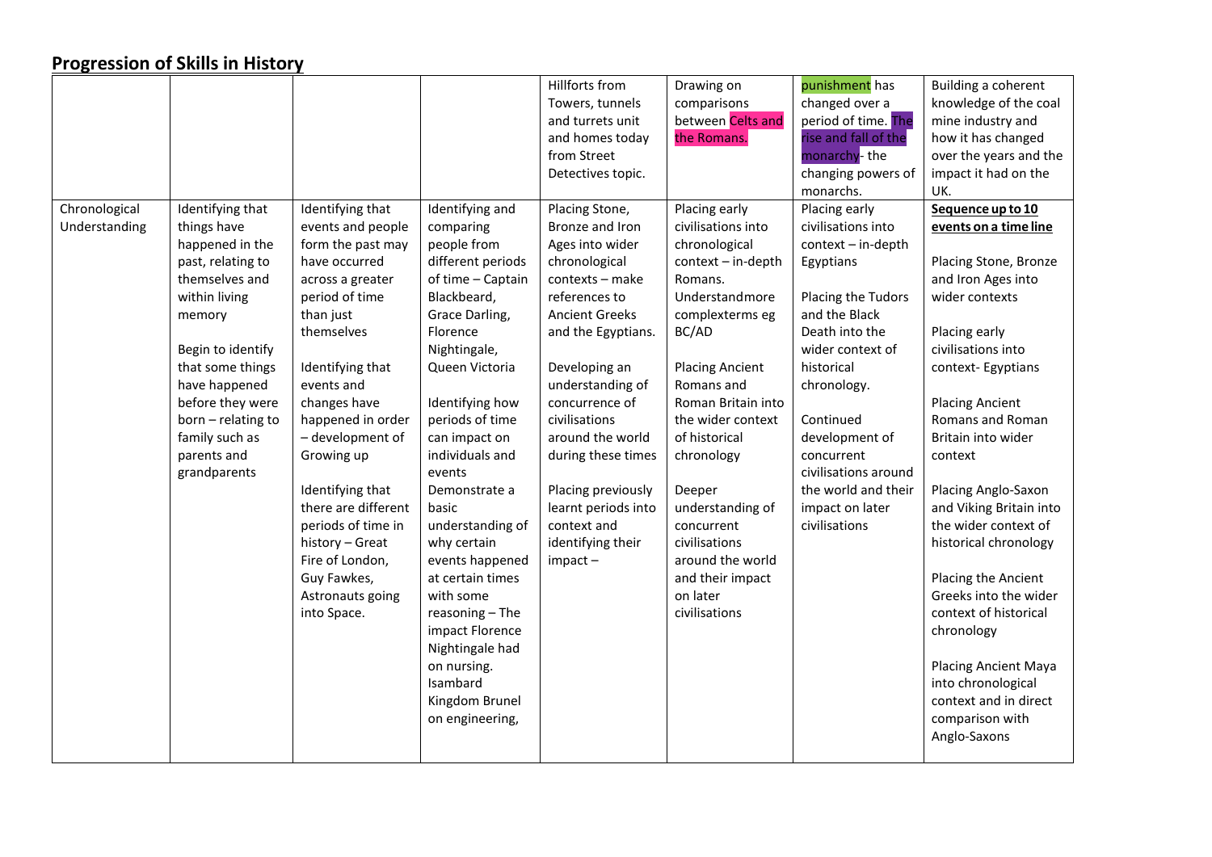## Progression of Skills in History

| | | | | | | | |
|---|---|---|---|---|---|---|---|
| | | | | Hillforts from Towers, tunnels and turrets unit and homes today from Street Detectives topic. | Drawing on comparisons between Celts and the Romans. | punishment has changed over a period of time. The rise and fall of the monarchy- the changing powers of monarchs. | Building a coherent knowledge of the coal mine industry and how it has changed over the years and the impact it had on the UK. |
| Chronological Understanding | Identifying that things have happened in the past, relating to themselves and within living memory<br><br>Begin to identify that some things have happened before they were born – relating to family such as parents and grandparents | Identifying that events and people form the past may have occurred across a greater period of time than just themselves<br><br>Identifying that events and changes have happened in order – development of Growing up<br><br>Identifying that there are different periods of time in history – Great Fire of London, Guy Fawkes, Astronauts going into Space. | Identifying and comparing people from different periods of time – Captain Blackbeard, Grace Darling, Florence Nightingale, Queen Victoria<br><br>Identifying how periods of time can impact on individuals and events<br>Demonstrate a basic understanding of why certain events happened at certain times with some reasoning – The impact Florence Nightingale had on nursing. Isambard Kingdom Brunel on engineering, | Placing Stone, Bronze and Iron Ages into wider chronological contexts – make references to Ancient Greeks and the Egyptians.<br><br>Developing an understanding of concurrence of civilisations around the world during these times<br><br>Placing previously learnt periods into context and identifying their impact – | Placing early civilisations into chronological context – in-depth Romans. Understandmore complexterms eg BC/AD<br><br>Placing Ancient Romans and Roman Britain into the wider context of historical chronology<br><br>Deeper understanding of concurrent civilisations around the world and their impact on later civilisations | Placing early civilisations into context – in-depth Egyptians<br><br>Placing the Tudors and the Black Death into the wider context of historical chronology.<br><br>Continued development of concurrent civilisations around the world and their impact on later civilisations | **Sequence up to 10 events on a time line**<br><br>Placing Stone, Bronze and Iron Ages into wider contexts<br><br>Placing early civilisations into context- Egyptians<br><br>Placing Ancient Romans and Roman Britain into wider context<br><br>Placing Anglo-Saxon and Viking Britain into the wider context of historical chronology<br><br>Placing the Ancient Greeks into the wider context of historical chronology<br><br>Placing Ancient Maya into chronological context and in direct comparison with Anglo-Saxons |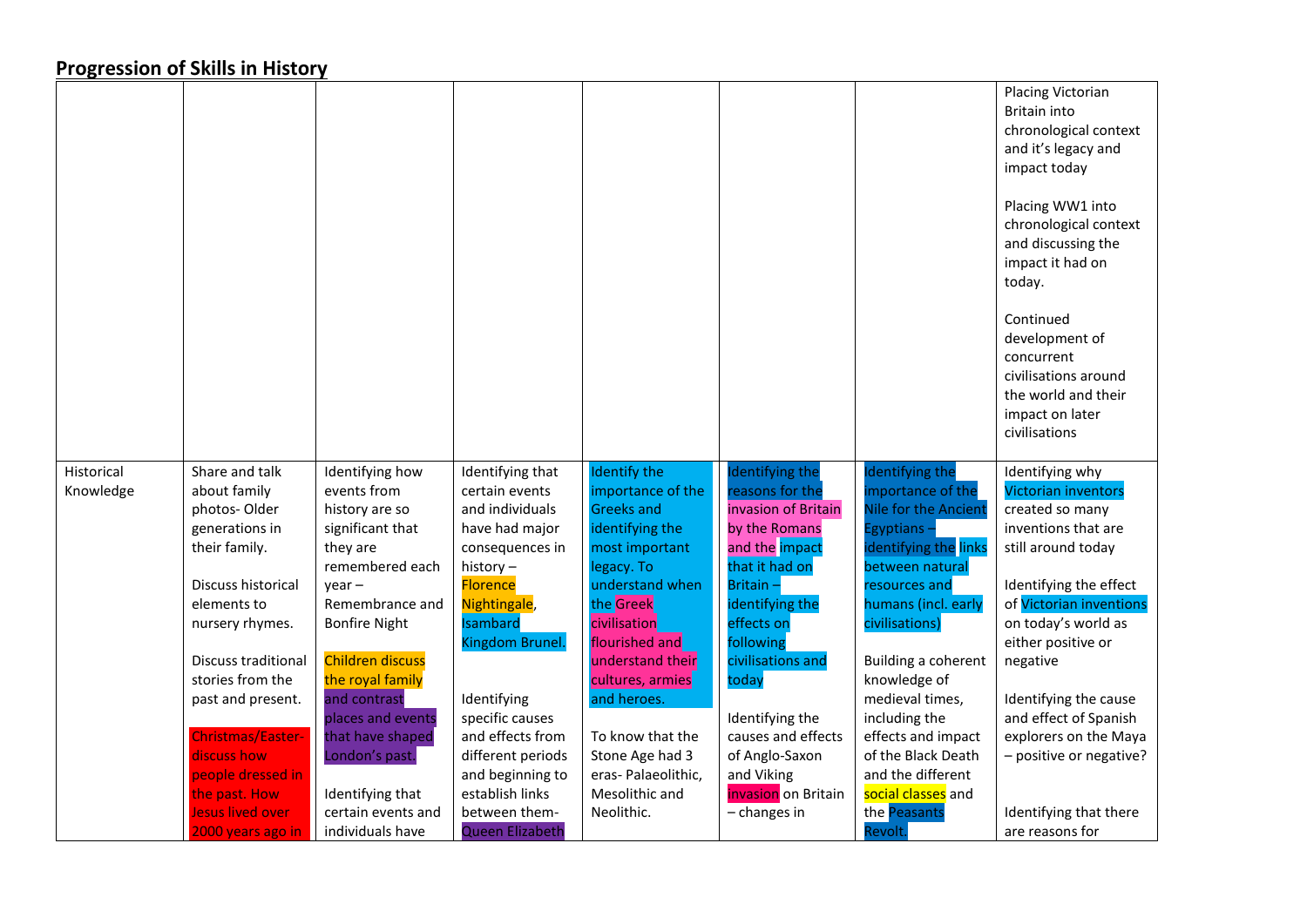## Progression of Skills in History

| | | | | | | | |
|---|---|---|---|---|---|---|---|
| | | | | | | | Placing Victorian Britain into chronological context and it's legacy and impact today<br><br>Placing WW1 into chronological context and discussing the impact it had on today.<br><br>Continued development of concurrent civilisations around the world and their impact on later civilisations |
| Historical Knowledge | Share and talk about family photos- Older generations in their family.<br><br>Discuss historical elements to nursery rhymes.<br><br>Discuss traditional stories from the past and present.<br><br>Christmas/Easter- discuss how people dressed in the past. How Jesus lived over 2000 years ago in | Identifying how events from history are so significant that they are remembered each year – Remembrance and Bonfire Night<br><br>Children discuss the royal family and contrast places and events that have shaped London's past.<br><br>Identifying that certain events and individuals have | Identifying that certain events and individuals have had major consequences in history – Florence Nightingale, Isambard Kingdom Brunel.<br><br>Identifying specific causes and effects from different periods and beginning to establish links between them- Queen Elizabeth | Identify the importance of the Greeks and identifying the most important legacy. To understand when the Greek civilisation flourished and understand their cultures, armies and heroes.<br><br>To know that the Stone Age had 3 eras- Palaeolithic, Mesolithic and Neolithic. | Identifying the reasons for the invasion of Britain by the Romans and the impact that it had on Britain – identifying the effects on following civilisations and today<br><br>Identifying the causes and effects of Anglo-Saxon and Viking invasion on Britain – changes in | Identifying the importance of the Nile for the Ancient Egyptians – identifying the links between natural resources and humans (incl. early civilisations)<br><br>Building a coherent knowledge of medieval times, including the effects and impact of the Black Death and the different social classes and the Peasants Revolt. | Identifying why Victorian inventors created so many inventions that are still around today<br><br>Identifying the effect of Victorian inventions on today's world as either positive or negative<br><br>Identifying the cause and effect of Spanish explorers on the Maya – positive or negative?<br><br>Identifying that there are reasons for |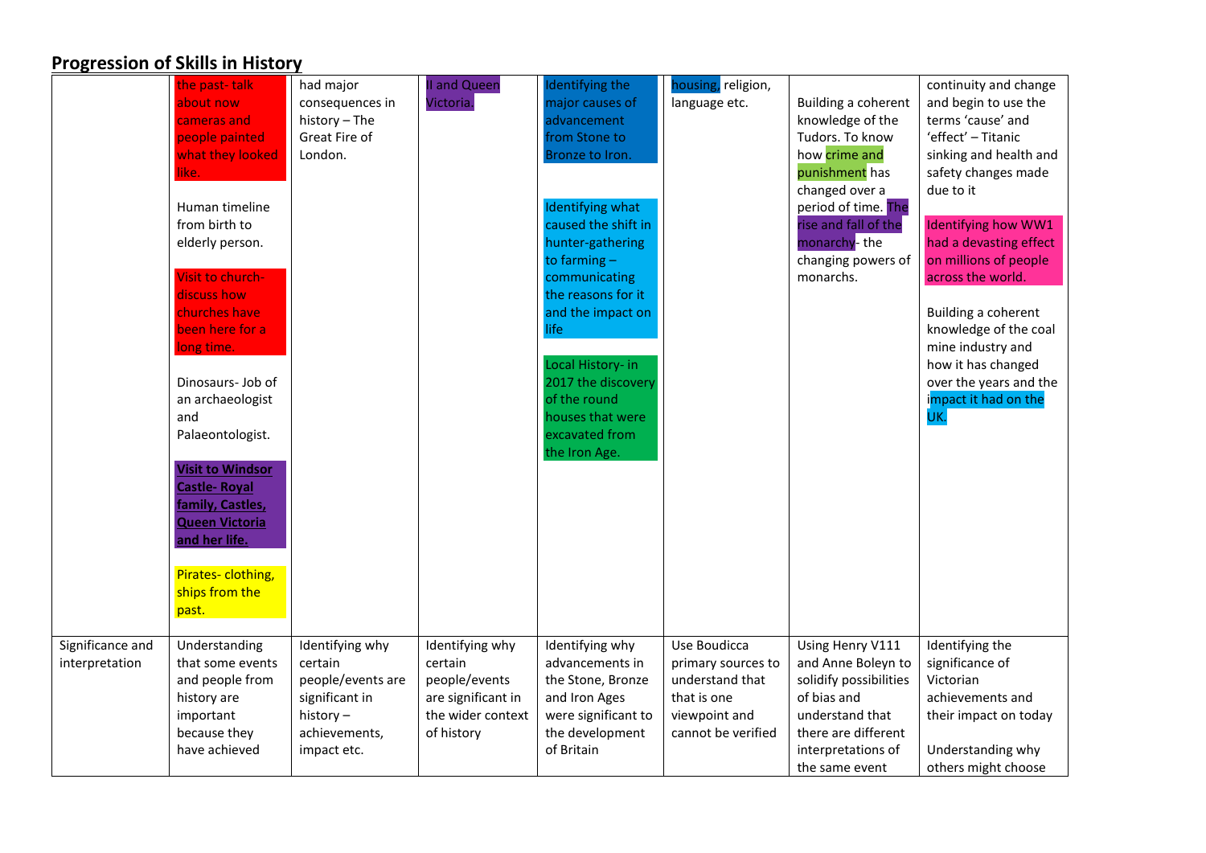## Progression of Skills in History

| | | | | | | | |
|---|---|---|---|---|---|---|---|
| | the past- talk about now cameras and people painted what they looked like.<br><br>Human timeline from birth to elderly person.<br><br>Visit to church- discuss how churches have been here for a long time.<br><br>Dinosaurs- Job of an archaeologist and Palaeontologist.<br><br>**Visit to Windsor Castle- Royal family, Castles, Queen Victoria and her life.**<br><br>Pirates- clothing, ships from the past. | had major consequences in history – The Great Fire of London. | II and Queen Victoria. | Identifying the major causes of advancement from Stone to Bronze to Iron.<br><br>Identifying what caused the shift in hunter-gathering to farming – communicating the reasons for it and the impact on life<br><br>Local History- in 2017 the discovery of the round houses that were excavated from the Iron Age. | housing, religion, language etc. | Building a coherent knowledge of the Tudors. To know how crime and punishment has changed over a period of time. The rise and fall of the monarchy- the changing powers of monarchs. | continuity and change and begin to use the terms 'cause' and 'effect' – Titanic sinking and health and safety changes made due to it<br><br>Identifying how WW1 had a devasting effect on millions of people across the world.<br><br>Building a coherent knowledge of the coal mine industry and how it has changed over the years and the impact it had on the UK. |
| Significance and interpretation | Understanding that some events and people from history are important because they have achieved | Identifying why certain people/events are significant in history – achievements, impact etc. | Identifying why certain people/events are significant in the wider context of history | Identifying why advancements in the Stone, Bronze and Iron Ages were significant to the development of Britain | Use Boudicca primary sources to understand that that is one viewpoint and cannot be verified | Using Henry V111 and Anne Boleyn to solidify possibilities of bias and understand that there are different interpretations of the same event | Identifying the significance of Victorian achievements and their impact on today<br><br>Understanding why others might choose |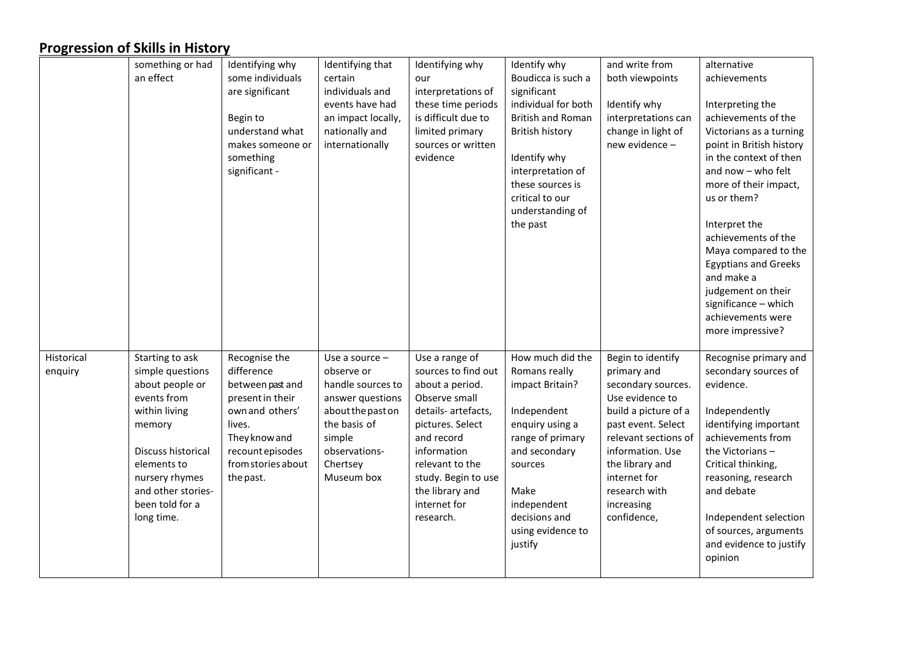## Progression of Skills in History

| | | | | | | | |
|---|---|---|---|---|---|---|---|
| | something or had an effect | Identifying why some individuals are significant<br><br>Begin to understand what makes someone or something significant - | Identifying that certain individuals and events have had an impact locally, nationally and internationally | Identifying why our interpretations of these time periods is difficult due to limited primary sources or written evidence | Identify why Boudicca is such a significant individual for both British and Roman British history<br><br>Identify why interpretation of these sources is critical to our understanding of the past | and write from both viewpoints<br><br>Identify why interpretations can change in light of new evidence – | alternative achievements<br><br>Interpreting the achievements of the Victorians as a turning point in British history in the context of then and now – who felt more of their impact, us or them?<br><br>Interpret the achievements of the Maya compared to the Egyptians and Greeks and make a judgement on their significance – which achievements were more impressive? |
| Historical enquiry | Starting to ask simple questions about people or events from within living memory<br><br>Discuss historical elements to nursery rhymes and other stories- been told for a long time. | Recognise the difference between past and present in their own and others' lives. They know and recount episodes from stories about the past. | Use a source – observe or handle sources to answer questions about the past on the basis of simple observations- Chertsey Museum box | Use a range of sources to find out about a period. Observe small details- artefacts, pictures. Select and record information relevant to the study. Begin to use the library and internet for research. | How much did the Romans really impact Britain?<br><br>Independent enquiry using a range of primary and secondary sources<br><br>Make independent decisions and using evidence to justify | Begin to identify primary and secondary sources. Use evidence to build a picture of a past event. Select relevant sections of information. Use the library and internet for research with increasing confidence, | Recognise primary and secondary sources of evidence.<br><br>Independently identifying important achievements from the Victorians – Critical thinking, reasoning, research and debate<br><br>Independent selection of sources, arguments and evidence to justify opinion |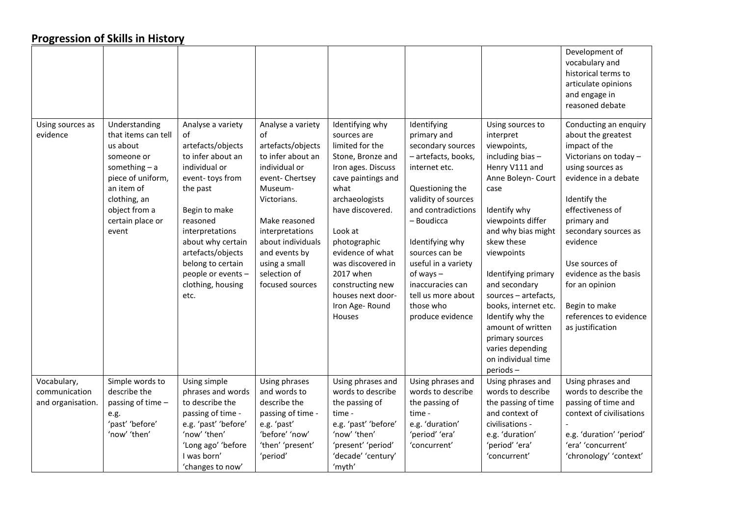## Progression of Skills in History

| | | | | | | | |
|---|---|---|---|---|---|---|---|
| | | | | | | | Development of vocabulary and historical terms to articulate opinions and engage in reasoned debate |
| Using sources as evidence | Understanding that items can tell us about someone or something – a piece of uniform, an item of clothing, an object from a certain place or event | Analyse a variety of artefacts/objects to infer about an individual or event- toys from the past<br><br>Begin to make reasoned interpretations about why certain artefacts/objects belong to certain people or events – clothing, housing etc. | Analyse a variety of artefacts/objects to infer about an individual or event- Chertsey Museum- Victorians.<br><br>Make reasoned interpretations about individuals and events by using a small selection of focused sources | Identifying why sources are limited for the Stone, Bronze and Iron ages. Discuss cave paintings and what archaeologists have discovered.<br><br>Look at photographic evidence of what was discovered in 2017 when constructing new houses next door- Iron Age- Round Houses | Identifying primary and secondary sources – artefacts, books, internet etc.<br><br>Questioning the validity of sources and contradictions – Boudicca<br><br>Identifying why sources can be useful in a variety of ways – inaccuracies can tell us more about those who produce evidence | Using sources to interpret viewpoints, including bias – Henry V111 and Anne Boleyn- Court case<br><br>Identify why viewpoints differ and why bias might skew these viewpoints<br><br>Identifying primary and secondary sources – artefacts, books, internet etc. Identify why the amount of written primary sources varies depending on individual time periods – | Conducting an enquiry about the greatest impact of the Victorians on today – using sources as evidence in a debate<br><br>Identify the effectiveness of primary and secondary sources as evidence<br><br>Use sources of evidence as the basis for an opinion<br><br>Begin to make references to evidence as justification |
| Vocabulary, communication and organisation. | Simple words to describe the passing of time – e.g. 'past' 'before' 'now' 'then' | Using simple phrases and words to describe the passing of time - e.g. 'past' 'before' 'now' 'then' 'Long ago' 'before I was born' 'changes to now' | Using phrases and words to describe the passing of time - e.g. 'past' 'before' 'now' 'then' 'present' 'period' | Using phrases and words to describe the passing of time - e.g. 'past' 'before' 'now' 'then' 'present' 'period' 'decade' 'century' 'myth' | Using phrases and words to describe the passing of time - e.g. 'duration' 'period' 'era' 'concurrent' | Using phrases and words to describe the passing of time and context of civilisations - e.g. 'duration' 'period' 'era' 'concurrent' | Using phrases and words to describe the passing of time and context of civilisations - e.g. 'duration' 'period' 'era' 'concurrent' 'chronology' 'context' |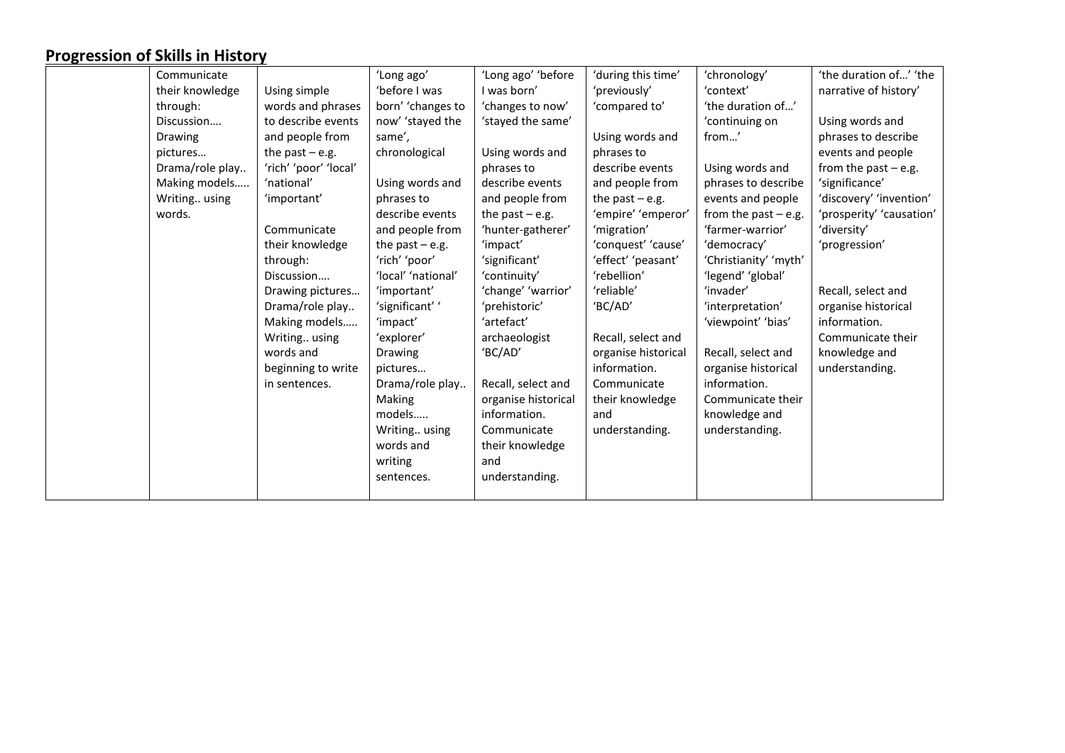## Progression of Skills in History

| | | | | | | | |
|---|---|---|---|---|---|---|---|
| | Communicate their knowledge through: Discussion…. Drawing pictures… Drama/role play.. Making models….. Writing.. using words. | Using simple words and phrases to describe events and people from the past – e.g. 'rich' 'poor' 'local' 'national' 'important'<br><br>Communicate their knowledge through: Discussion…. Drawing pictures… Drama/role play.. Making models….. Writing.. using words and beginning to write in sentences. | 'Long ago' 'before I was born' 'changes to now' 'stayed the same', chronological<br><br>Using words and phrases to describe events and people from the past – e.g. 'rich' 'poor' 'local' 'national' 'important' 'significant' ' 'impact' 'explorer' Drawing pictures… Drama/role play.. Making models….. Writing.. using words and writing sentences. | 'Long ago' 'before I was born' 'changes to now' 'stayed the same'<br><br>Using words and phrases to describe events and people from the past – e.g. 'hunter-gatherer' 'impact' 'significant' 'continuity' 'change' 'warrior' 'prehistoric' 'artefact' archaeologist 'BC/AD'<br><br>Recall, select and organise historical information. Communicate their knowledge and understanding. | 'during this time' 'previously' 'compared to'<br><br>Using words and phrases to describe events and people from the past – e.g. 'empire' 'emperor' 'migration' 'conquest' 'cause' 'effect' 'peasant' 'rebellion' 'reliable' 'BC/AD'<br><br>Recall, select and organise historical information. Communicate their knowledge and understanding. | 'chronology' 'context' 'the duration of…' 'continuing on from…'<br><br>Using words and phrases to describe events and people from the past – e.g. 'farmer-warrior' 'democracy' 'Christianity' 'myth' 'legend' 'global' 'invader' 'interpretation' 'viewpoint' 'bias'<br><br>Recall, select and organise historical information. Communicate their knowledge and understanding. | 'the duration of…' 'the narrative of history'<br><br>Using words and phrases to describe events and people from the past – e.g. 'significance' 'discovery' 'invention' 'prosperity' 'causation' 'diversity' 'progression'<br><br>Recall, select and organise historical information. Communicate their knowledge and understanding. |